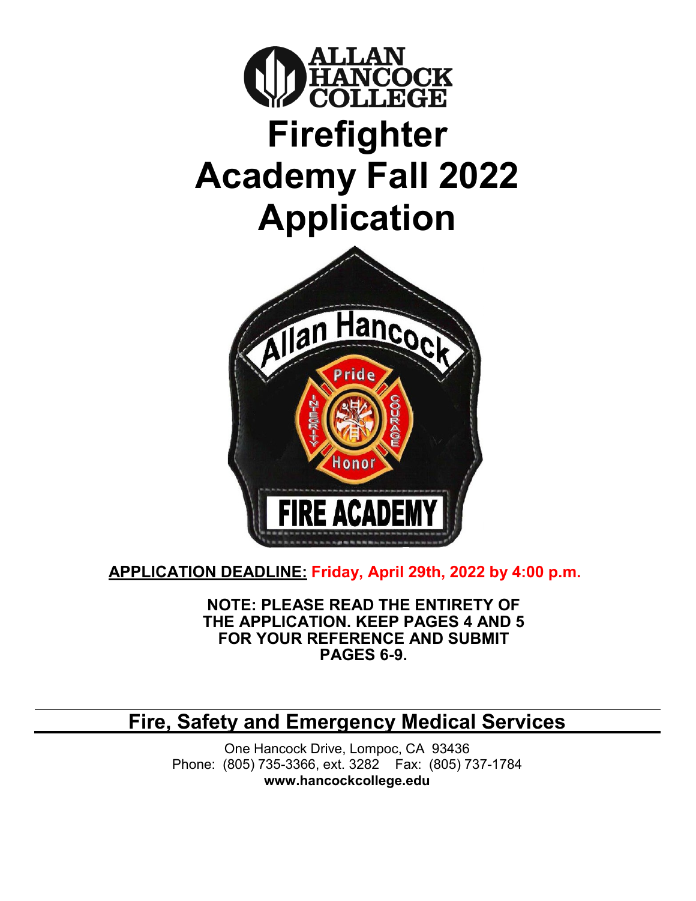ALLAN HANCOCK COLLEGE

# Firefighter Academy Fall 2022 Application

**APPLICATION DEADLINE:** **Friday, April 29th, 2022 by 4:00 p.m.**

**NOTE: PLEASE READ THE ENTIRETY OF THE APPLICATION. KEEP PAGES 4 AND 5 FOR YOUR REFERENCE AND SUBMIT PAGES 6-9.**

## Fire, Safety and Emergency Medical Services

One Hancock Drive, Lompoc, CA 93436
Phone: (805) 735-3366, ext. 3282  Fax: (805) 737-1784
**www.hancockcollege.edu**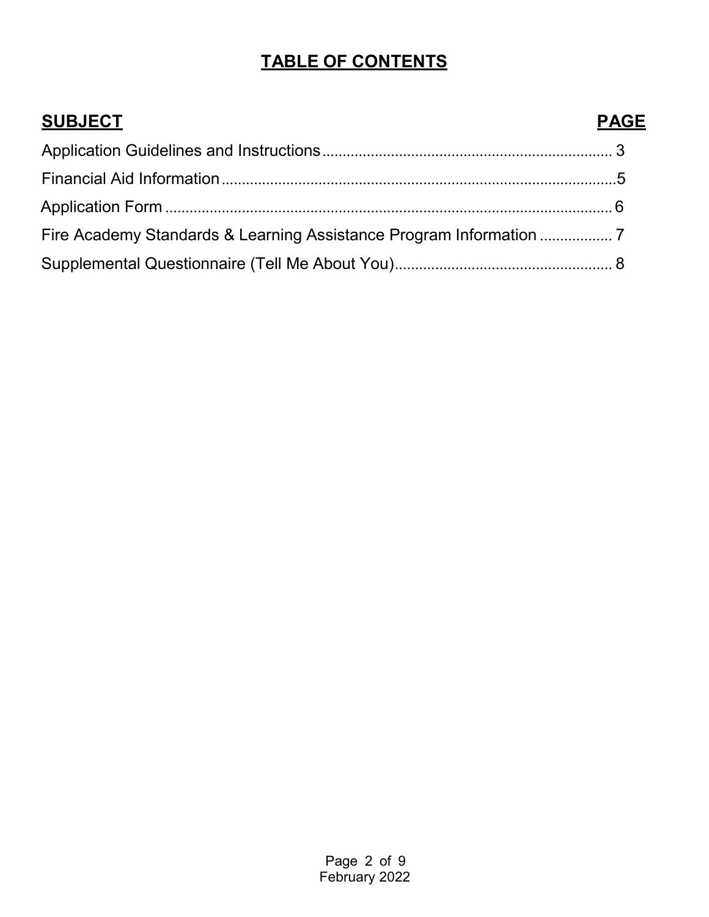# TABLE OF CONTENTS

| SUBJECT | PAGE |
| --- | --- |
| Application Guidelines and Instructions | 3 |
| Financial Aid Information | 5 |
| Application Form | 6 |
| Fire Academy Standards & Learning Assistance Program Information | 7 |
| Supplemental Questionnaire (Tell Me About You) | 8 |

February 2022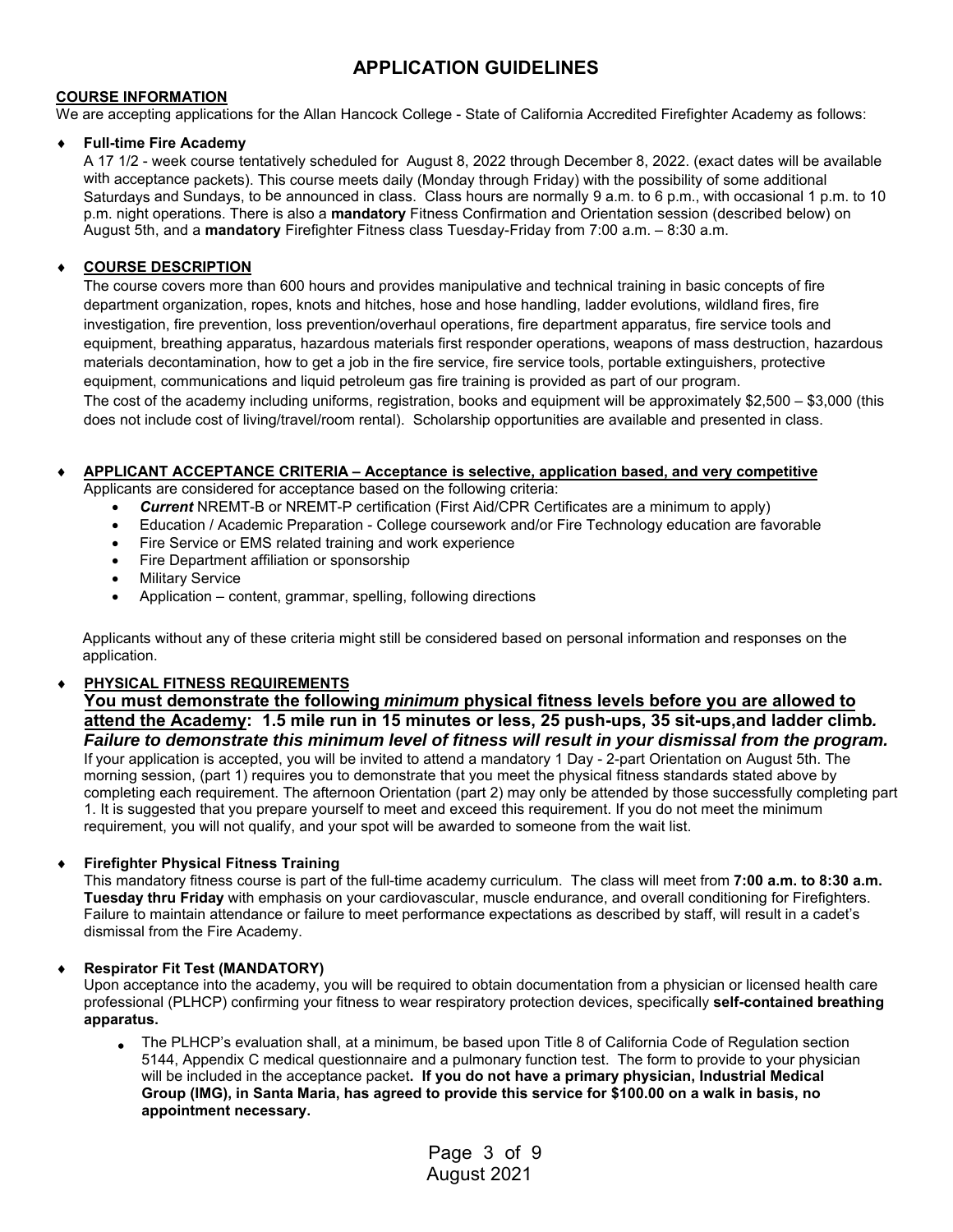# APPLICATION GUIDELINES

**COURSE INFORMATION**

We are accepting applications for the Allan Hancock College - State of California Accredited Firefighter Academy as follows:

- **Full-time Fire Academy**

  A 17 1/2 - week course tentatively scheduled for August 8, 2022 through December 8, 2022. (exact dates will be available with acceptance packets). This course meets daily (Monday through Friday) with the possibility of some additional Saturdays and Sundays, to be announced in class. Class hours are normally 9 a.m. to 6 p.m., with occasional 1 p.m. to 10 p.m. night operations. There is also a **mandatory** Fitness Confirmation and Orientation session (described below) on August 5th, and a **mandatory** Firefighter Fitness class Tuesday-Friday from 7:00 a.m. – 8:30 a.m.

- **COURSE DESCRIPTION**

  The course covers more than 600 hours and provides manipulative and technical training in basic concepts of fire department organization, ropes, knots and hitches, hose and hose handling, ladder evolutions, wildland fires, fire investigation, fire prevention, loss prevention/overhaul operations, fire department apparatus, fire service tools and equipment, breathing apparatus, hazardous materials first responder operations, weapons of mass destruction, hazardous materials decontamination, how to get a job in the fire service, fire service tools, portable extinguishers, protective equipment, communications and liquid petroleum gas fire training is provided as part of our program.

  The cost of the academy including uniforms, registration, books and equipment will be approximately $2,500 – $3,000 (this does not include cost of living/travel/room rental). Scholarship opportunities are available and presented in class.

- **APPLICANT ACCEPTANCE CRITERIA – Acceptance is selective, application based, and very competitive**

  Applicants are considered for acceptance based on the following criteria:
  - ***Current*** NREMT-B or NREMT-P certification (First Aid/CPR Certificates are a minimum to apply)
  - Education / Academic Preparation - College coursework and/or Fire Technology education are favorable
  - Fire Service or EMS related training and work experience
  - Fire Department affiliation or sponsorship
  - Military Service
  - Application – content, grammar, spelling, following directions

  Applicants without any of these criteria might still be considered based on personal information and responses on the application.

- **PHYSICAL FITNESS REQUIREMENTS**

  **You must demonstrate the following *minimum* physical fitness levels before you are allowed to attend the Academy: 1.5 mile run in 15 minutes or less, 25 push-ups, 35 sit-ups,and ladder climb.** ***Failure to demonstrate this minimum level of fitness will result in your dismissal from the program.***

  If your application is accepted, you will be invited to attend a mandatory 1 Day - 2-part Orientation on August 5th. The morning session, (part 1) requires you to demonstrate that you meet the physical fitness standards stated above by completing each requirement. The afternoon Orientation (part 2) may only be attended by those successfully completing part 1. It is suggested that you prepare yourself to meet and exceed this requirement. If you do not meet the minimum requirement, you will not qualify, and your spot will be awarded to someone from the wait list.

- **Firefighter Physical Fitness Training**

  This mandatory fitness course is part of the full-time academy curriculum. The class will meet from **7:00 a.m. to 8:30 a.m. Tuesday thru Friday** with emphasis on your cardiovascular, muscle endurance, and overall conditioning for Firefighters. Failure to maintain attendance or failure to meet performance expectations as described by staff, will result in a cadet's dismissal from the Fire Academy.

- **Respirator Fit Test (MANDATORY)**

  Upon acceptance into the academy, you will be required to obtain documentation from a physician or licensed health care professional (PLHCP) confirming your fitness to wear respiratory protection devices, specifically **self-contained breathing apparatus.**

  - The PLHCP's evaluation shall, at a minimum, be based upon Title 8 of California Code of Regulation section 5144, Appendix C medical questionnaire and a pulmonary function test. The form to provide to your physician will be included in the acceptance packet**. If you do not have a primary physician, Industrial Medical Group (IMG), in Santa Maria, has agreed to provide this service for $100.00 on a walk in basis, no appointment necessary.**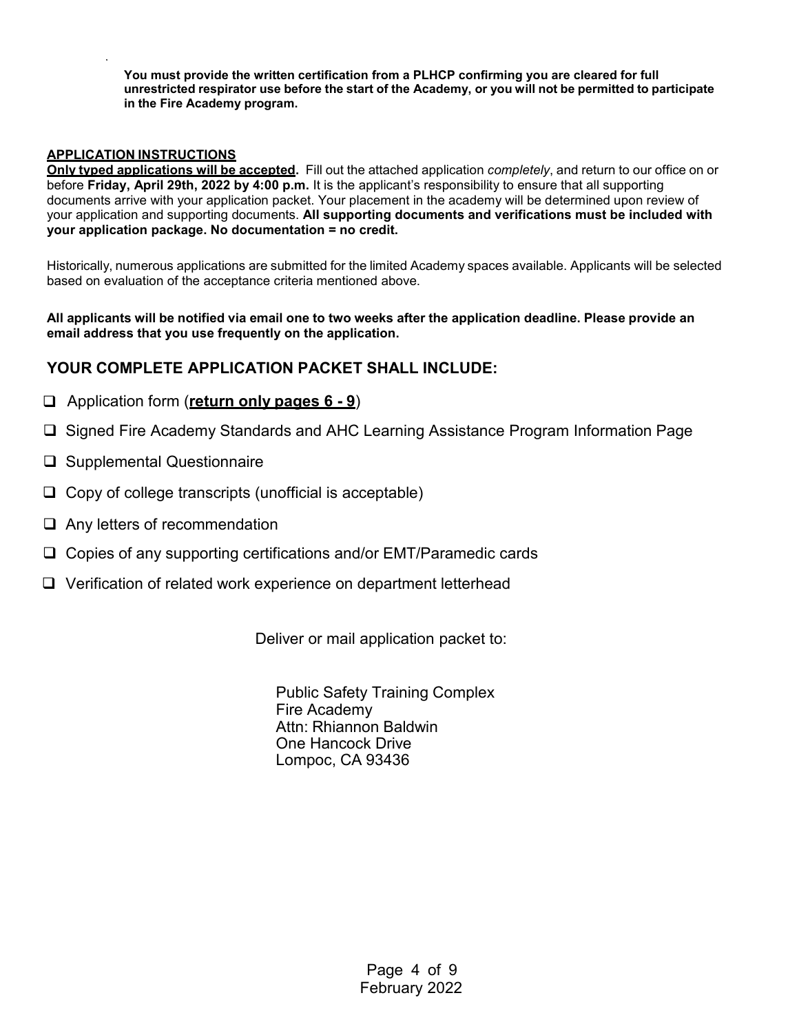**You must provide the written certification from a PLHCP confirming you are cleared for full unrestricted respirator use before the start of the Academy, or you will not be permitted to participate in the Fire Academy program.**

**APPLICATION INSTRUCTIONS**

**Only typed applications will be accepted.** Fill out the attached application *completely*, and return to our office on or before **Friday, April 29th, 2022 by 4:00 p.m.** It is the applicant's responsibility to ensure that all supporting documents arrive with your application packet. Your placement in the academy will be determined upon review of your application and supporting documents. **All supporting documents and verifications must be included with your application package. No documentation = no credit.**

Historically, numerous applications are submitted for the limited Academy spaces available. Applicants will be selected based on evaluation of the acceptance criteria mentioned above.

**All applicants will be notified via email one to two weeks after the application deadline. Please provide an email address that you use frequently on the application.**

## YOUR COMPLETE APPLICATION PACKET SHALL INCLUDE:

- ❑ Application form (**return only pages 6 - 9**)
- ❑ Signed Fire Academy Standards and AHC Learning Assistance Program Information Page
- ❑ Supplemental Questionnaire
- ❑ Copy of college transcripts (unofficial is acceptable)
- ❑ Any letters of recommendation
- ❑ Copies of any supporting certifications and/or EMT/Paramedic cards
- ❑ Verification of related work experience on department letterhead

Deliver or mail application packet to:

Public Safety Training Complex
Fire Academy
Attn: Rhiannon Baldwin
One Hancock Drive
Lompoc, CA 93436

February 2022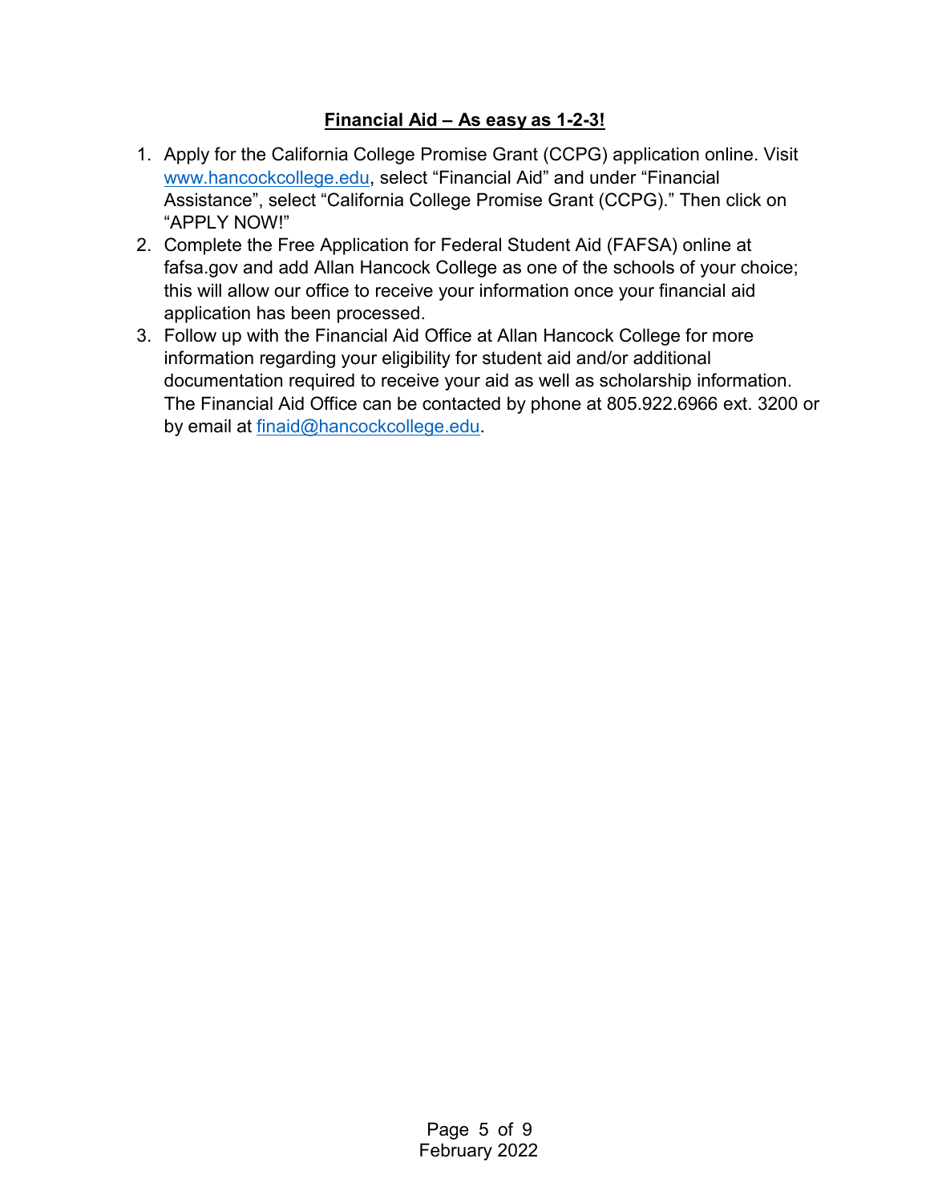## Financial Aid – As easy as 1-2-3!

1. Apply for the California College Promise Grant (CCPG) application online. Visit www.hancockcollege.edu, select “Financial Aid” and under “Financial Assistance”, select “California College Promise Grant (CCPG).” Then click on “APPLY NOW!”
2. Complete the Free Application for Federal Student Aid (FAFSA) online at fafsa.gov and add Allan Hancock College as one of the schools of your choice; this will allow our office to receive your information once your financial aid application has been processed.
3. Follow up with the Financial Aid Office at Allan Hancock College for more information regarding your eligibility for student aid and/or additional documentation required to receive your aid as well as scholarship information. The Financial Aid Office can be contacted by phone at 805.922.6966 ext. 3200 or by email at finaid@hancockcollege.edu.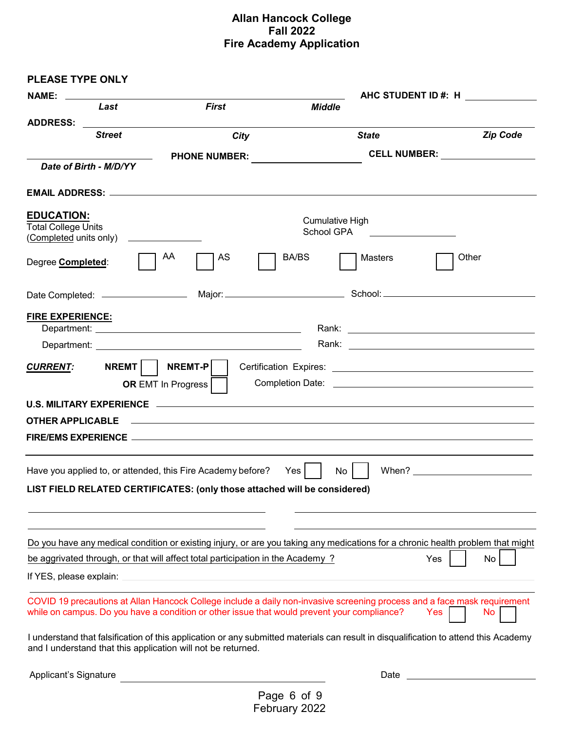# Allan Hancock College
# Fall 2022
# Fire Academy Application

**PLEASE TYPE ONLY**

**NAME:** ______________________________________________ **AHC STUDENT ID #: H** ____________

*Last* *First* *Middle*

**ADDRESS:** ________________________________________________________________

*Street* *City* *State* *Zip Code*

____________________ **PHONE NUMBER:** ____________________ **CELL NUMBER:** ____________________

*Date of Birth - M/D/YY*

**EMAIL ADDRESS:** ________________________________________________________________

**EDUCATION:**

Total College Units (Completed units only) ____________

Cumulative High School GPA ____________

Degree **Completed**: ☐ AA ☐ AS ☐ BA/BS ☐ Masters ☐ Other

Date Completed: ____________ Major: ____________________ School: ____________________

**FIRE EXPERIENCE:**

Department: ______________________________ Rank: ______________________________

Department: ______________________________ Rank: ______________________________

***CURRENT:*** **NREMT** ☐ **NREMT-P** ☐ Certification Expires: ______________________________

**OR** EMT In Progress ☐ Completion Date: ______________________________

**U.S. MILITARY EXPERIENCE** ________________________________________________________________

**OTHER APPLICABLE FIRE/EMS EXPERIENCE** ________________________________________________________________

________________________________________________________________

---

Have you applied to, or attended, this Fire Academy before? Yes ☐ No ☐ When? ____________

**LIST FIELD RELATED CERTIFICATES: (only those attached will be considered)**

______________________________ ______________________________

______________________________ ______________________________

Do you have any medical condition or existing injury, or are you taking any medications for a chronic health problem that might be aggrivated through, or that will affect total participation in the Academy ? Yes ☐ No ☐

If YES, please explain: ________________________________________________________________

COVID 19 precautions at Allan Hancock College include a daily non-invasive screening process and a face mask requirement while on campus. Do you have a condition or other issue that would prevent your compliance? Yes ☐ No ☐

I understand that falsification of this application or any submitted materials can result in disqualification to attend this Academy and I understand that this application will not be returned.

Applicant's Signature ______________________________ Date ____________

February 2022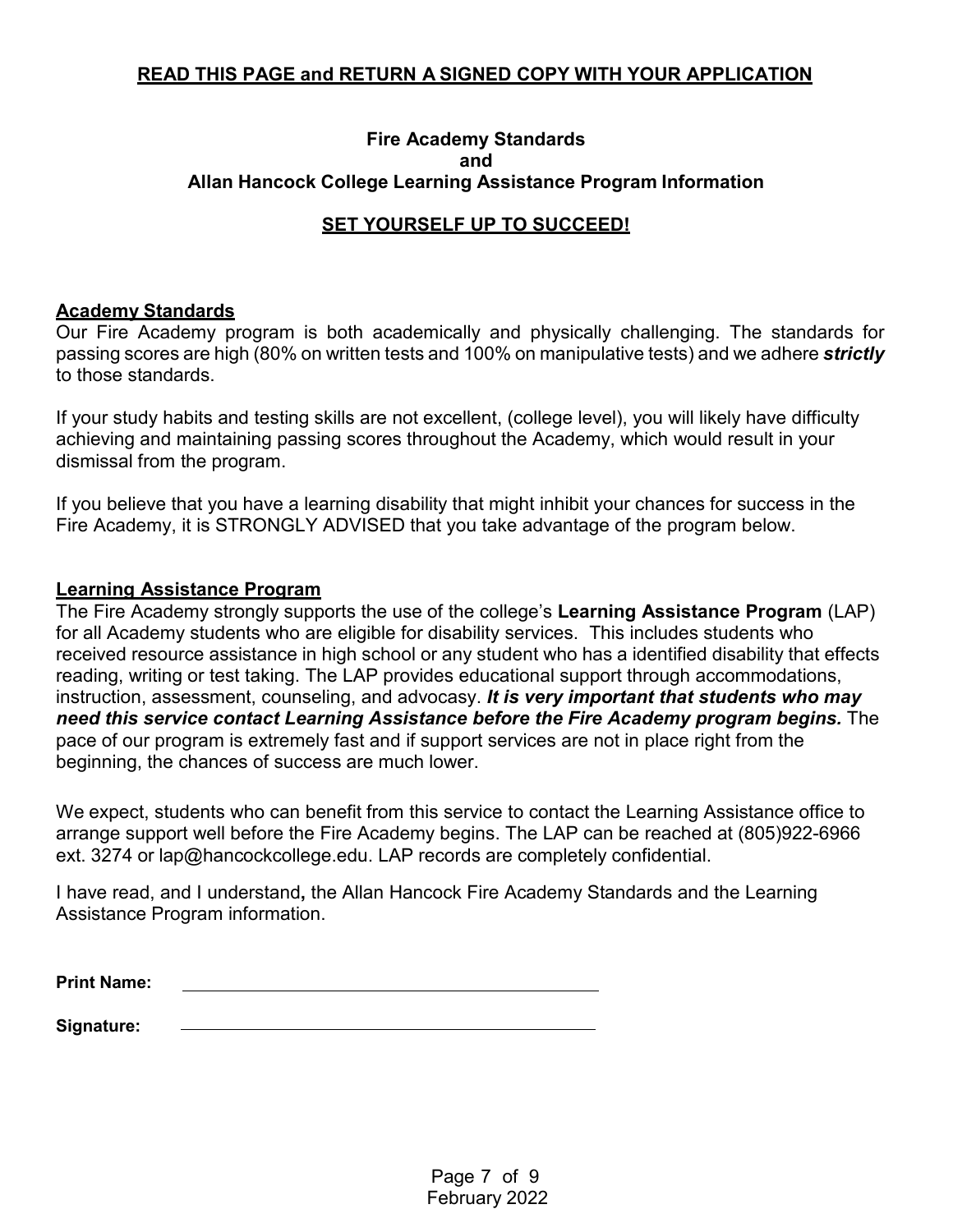**READ THIS PAGE and RETURN A SIGNED COPY WITH YOUR APPLICATION**

## Fire Academy Standards and Allan Hancock College Learning Assistance Program Information

**SET YOURSELF UP TO SUCCEED!**

### Academy Standards

Our Fire Academy program is both academically and physically challenging. The standards for passing scores are high (80% on written tests and 100% on manipulative tests) and we adhere ***strictly*** to those standards.

If your study habits and testing skills are not excellent, (college level), you will likely have difficulty achieving and maintaining passing scores throughout the Academy, which would result in your dismissal from the program.

If you believe that you have a learning disability that might inhibit your chances for success in the Fire Academy, it is STRONGLY ADVISED that you take advantage of the program below.

### Learning Assistance Program

The Fire Academy strongly supports the use of the college's **Learning Assistance Program** (LAP) for all Academy students who are eligible for disability services. This includes students who received resource assistance in high school or any student who has a identified disability that effects reading, writing or test taking. The LAP provides educational support through accommodations, instruction, assessment, counseling, and advocasy. ***It is very important that students who may need this service contact Learning Assistance before the Fire Academy program begins.*** The pace of our program is extremely fast and if support services are not in place right from the beginning, the chances of success are much lower.

We expect, students who can benefit from this service to contact the Learning Assistance office to arrange support well before the Fire Academy begins. The LAP can be reached at (805)922-6966 ext. 3274 or lap@hancockcollege.edu. LAP records are completely confidential.

I have read, and I understand**,** the Allan Hancock Fire Academy Standards and the Learning Assistance Program information.

**Print Name:** ______________________________________

**Signature:** ______________________________________

February 2022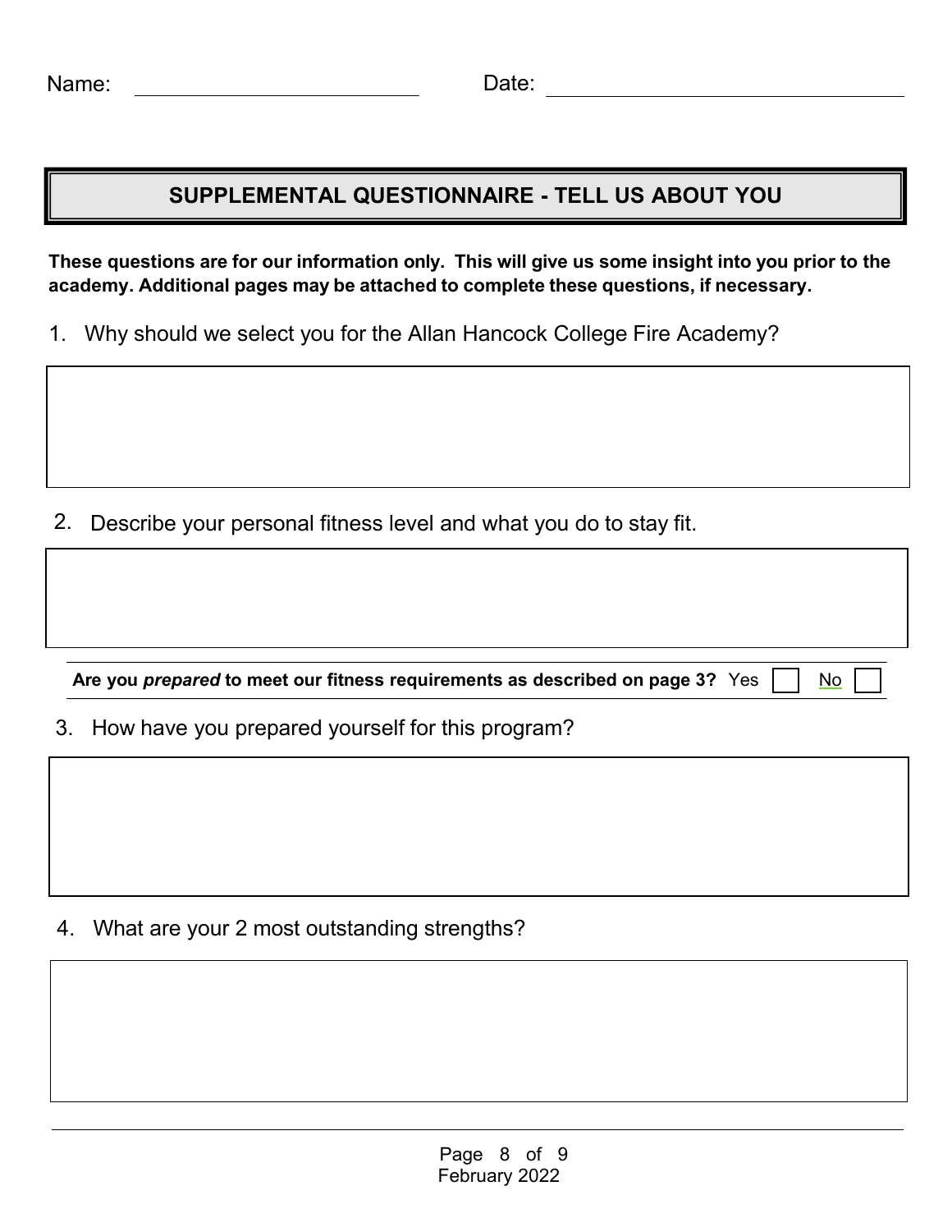Name: ______________________ Date: ______________________________

## SUPPLEMENTAL QUESTIONNAIRE - TELL US ABOUT YOU

**These questions are for our information only. This will give us some insight into you prior to the academy. Additional pages may be attached to complete these questions, if necessary.**

1. Why should we select you for the Allan Hancock College Fire Academy?

2. Describe your personal fitness level and what you do to stay fit.

**Are you *prepared* to meet our fitness requirements as described on page 3?** Yes ☐ No ☐

3. How have you prepared yourself for this program?

4. What are your 2 most outstanding strengths?

February 2022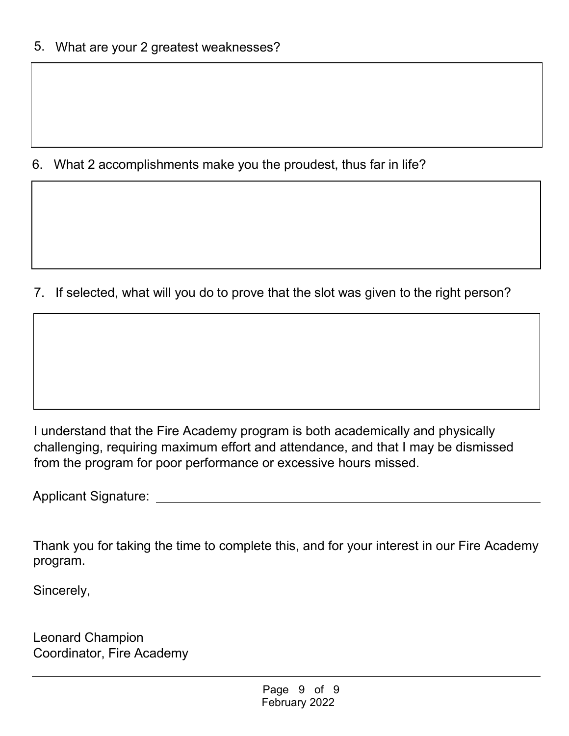5. What are your 2 greatest weaknesses?

6. What 2 accomplishments make you the proudest, thus far in life?

7. If selected, what will you do to prove that the slot was given to the right person?

I understand that the Fire Academy program is both academically and physically challenging, requiring maximum effort and attendance, and that I may be dismissed from the program for poor performance or excessive hours missed.

Applicant Signature: ______________________________

Thank you for taking the time to complete this, and for your interest in our Fire Academy program.

Sincerely,

Leonard Champion
Coordinator, Fire Academy

February 2022